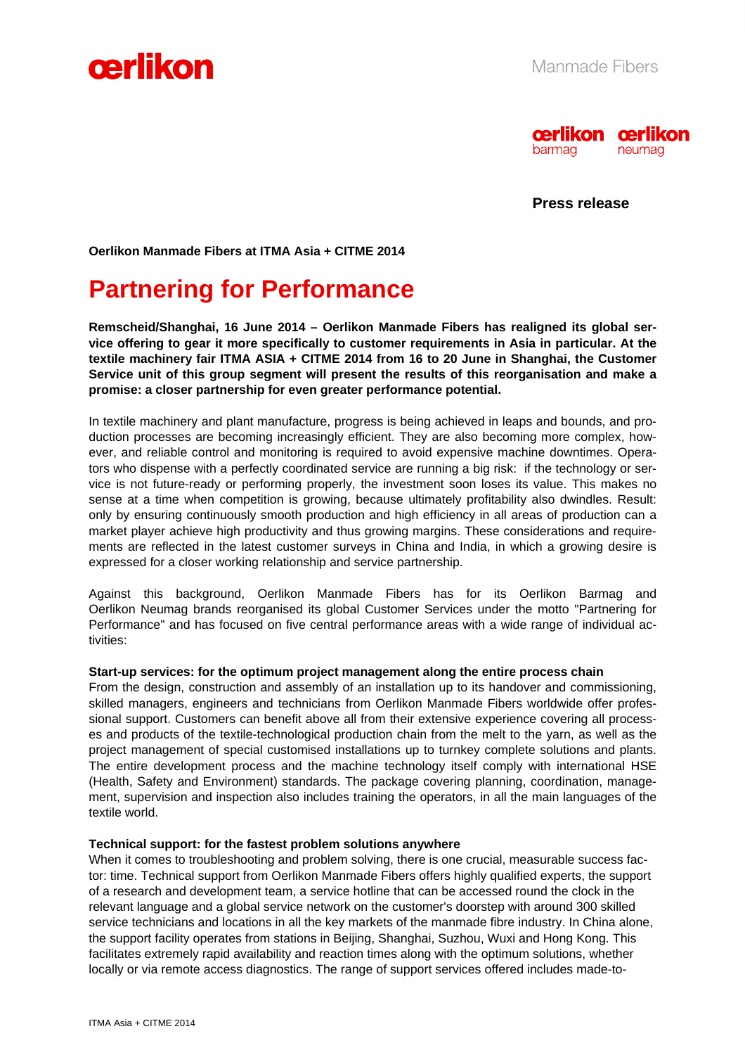Manmade Fibers

**Press release**

**Oerlikon Manmade Fibers at ITMA Asia + CITME 2014**

# Partnering for Performance

**Remscheid/Shanghai, 16 June 2014 – Oerlikon Manmade Fibers has realigned its global service offering to gear it more specifically to customer requirements in Asia in particular. At the textile machinery fair ITMA ASIA + CITME 2014 from 16 to 20 June in Shanghai, the Customer Service unit of this group segment will present the results of this reorganisation and make a promise: a closer partnership for even greater performance potential.**

In textile machinery and plant manufacture, progress is being achieved in leaps and bounds, and production processes are becoming increasingly efficient. They are also becoming more complex, however, and reliable control and monitoring is required to avoid expensive machine downtimes. Operators who dispense with a perfectly coordinated service are running a big risk: if the technology or service is not future-ready or performing properly, the investment soon loses its value. This makes no sense at a time when competition is growing, because ultimately profitability also dwindles. Result: only by ensuring continuously smooth production and high efficiency in all areas of production can a market player achieve high productivity and thus growing margins. These considerations and requirements are reflected in the latest customer surveys in China and India, in which a growing desire is expressed for a closer working relationship and service partnership.

Against this background, Oerlikon Manmade Fibers has for its Oerlikon Barmag and Oerlikon Neumag brands reorganised its global Customer Services under the motto "Partnering for Performance" and has focused on five central performance areas with a wide range of individual activities:

**Start-up services: for the optimum project management along the entire process chain**
From the design, construction and assembly of an installation up to its handover and commissioning, skilled managers, engineers and technicians from Oerlikon Manmade Fibers worldwide offer professional support. Customers can benefit above all from their extensive experience covering all processes and products of the textile-technological production chain from the melt to the yarn, as well as the project management of special customised installations up to turnkey complete solutions and plants. The entire development process and the machine technology itself comply with international HSE (Health, Safety and Environment) standards. The package covering planning, coordination, management, supervision and inspection also includes training the operators, in all the main languages of the textile world.

**Technical support: for the fastest problem solutions anywhere**
When it comes to troubleshooting and problem solving, there is one crucial, measurable success factor: time. Technical support from Oerlikon Manmade Fibers offers highly qualified experts, the support of a research and development team, a service hotline that can be accessed round the clock in the relevant language and a global service network on the customer's doorstep with around 300 skilled service technicians and locations in all the key markets of the manmade fibre industry. In China alone, the support facility operates from stations in Beijing, Shanghai, Suzhou, Wuxi and Hong Kong. This facilitates extremely rapid availability and reaction times along with the optimum solutions, whether locally or via remote access diagnostics. The range of support services offered includes made-to-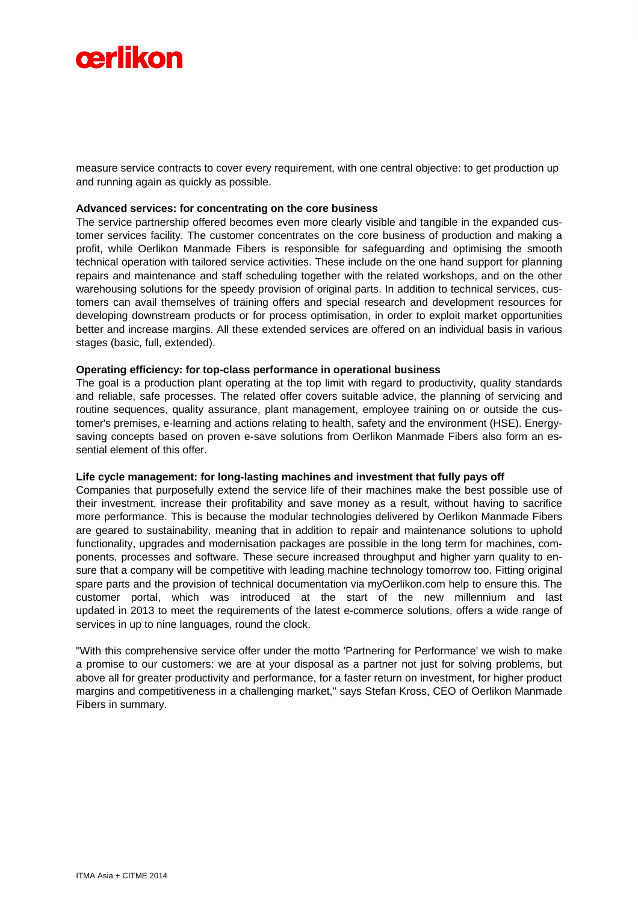measure service contracts to cover every requirement, with one central objective: to get production up and running again as quickly as possible.

**Advanced services: for concentrating on the core business**

The service partnership offered becomes even more clearly visible and tangible in the expanded customer services facility. The customer concentrates on the core business of production and making a profit, while Oerlikon Manmade Fibers is responsible for safeguarding and optimising the smooth technical operation with tailored service activities. These include on the one hand support for planning repairs and maintenance and staff scheduling together with the related workshops, and on the other warehousing solutions for the speedy provision of original parts. In addition to technical services, customers can avail themselves of training offers and special research and development resources for developing downstream products or for process optimisation, in order to exploit market opportunities better and increase margins. All these extended services are offered on an individual basis in various stages (basic, full, extended).

**Operating efficiency: for top-class performance in operational business**

The goal is a production plant operating at the top limit with regard to productivity, quality standards and reliable, safe processes. The related offer covers suitable advice, the planning of servicing and routine sequences, quality assurance, plant management, employee training on or outside the customer's premises, e-learning and actions relating to health, safety and the environment (HSE). Energy-saving concepts based on proven e-save solutions from Oerlikon Manmade Fibers also form an essential element of this offer.

**Life cycle management: for long-lasting machines and investment that fully pays off**

Companies that purposefully extend the service life of their machines make the best possible use of their investment, increase their profitability and save money as a result, without having to sacrifice more performance. This is because the modular technologies delivered by Oerlikon Manmade Fibers are geared to sustainability, meaning that in addition to repair and maintenance solutions to uphold functionality, upgrades and modernisation packages are possible in the long term for machines, components, processes and software. These secure increased throughput and higher yarn quality to ensure that a company will be competitive with leading machine technology tomorrow too. Fitting original spare parts and the provision of technical documentation via myOerlikon.com help to ensure this. The customer portal, which was introduced at the start of the new millennium and last updated in 2013 to meet the requirements of the latest e-commerce solutions, offers a wide range of services in up to nine languages, round the clock.

"With this comprehensive service offer under the motto 'Partnering for Performance' we wish to make a promise to our customers: we are at your disposal as a partner not just for solving problems, but above all for greater productivity and performance, for a faster return on investment, for higher product margins and competitiveness in a challenging market," says Stefan Kross, CEO of Oerlikon Manmade Fibers in summary.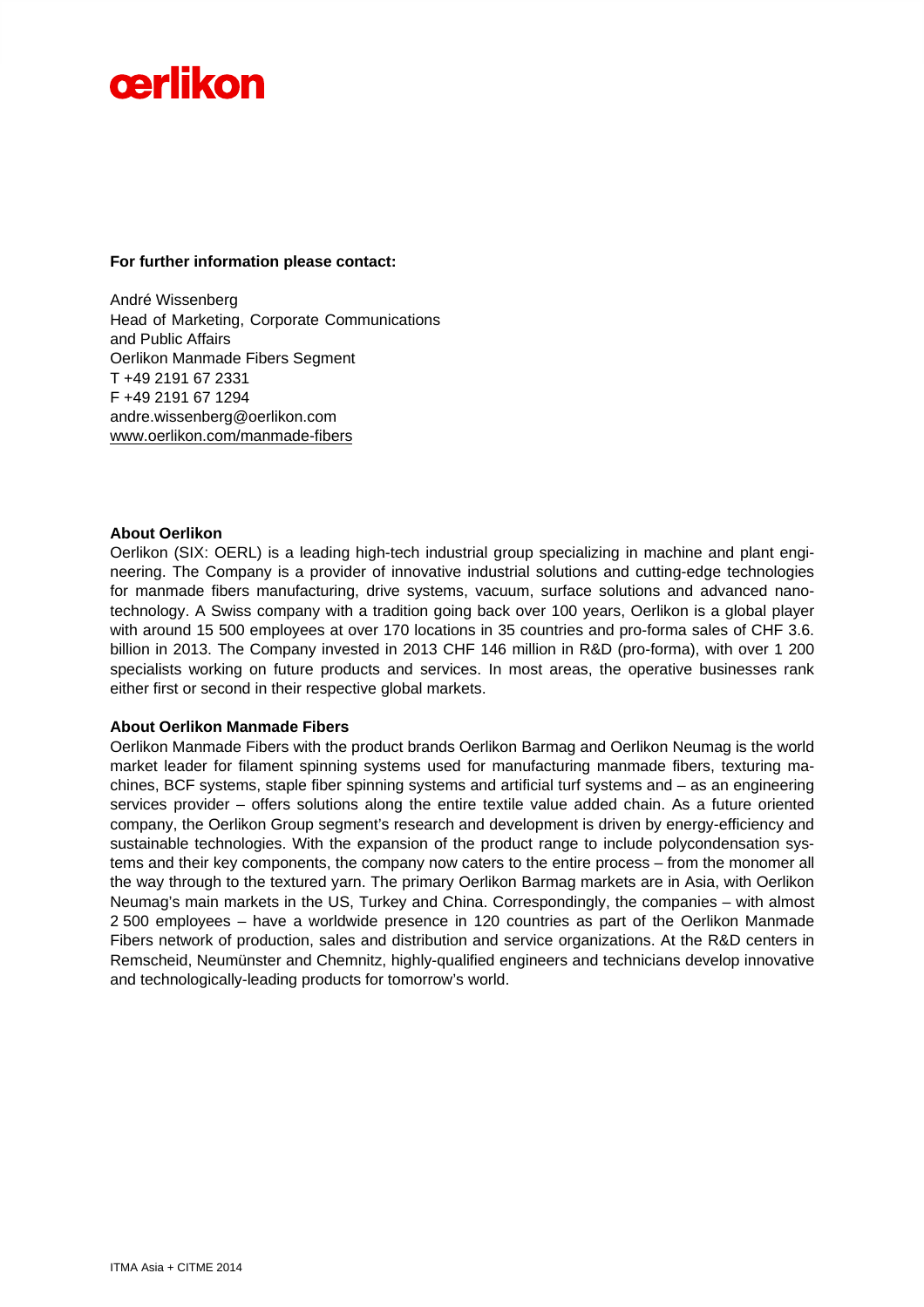**For further information please contact:**

André Wissenberg
Head of Marketing, Corporate Communications
and Public Affairs
Oerlikon Manmade Fibers Segment
T +49 2191 67 2331
F +49 2191 67 1294
andre.wissenberg@oerlikon.com
www.oerlikon.com/manmade-fibers

**About Oerlikon**

Oerlikon (SIX: OERL) is a leading high-tech industrial group specializing in machine and plant engineering. The Company is a provider of innovative industrial solutions and cutting-edge technologies for manmade fibers manufacturing, drive systems, vacuum, surface solutions and advanced nanotechnology. A Swiss company with a tradition going back over 100 years, Oerlikon is a global player with around 15 500 employees at over 170 locations in 35 countries and pro-forma sales of CHF 3.6. billion in 2013. The Company invested in 2013 CHF 146 million in R&D (pro-forma), with over 1 200 specialists working on future products and services. In most areas, the operative businesses rank either first or second in their respective global markets.

**About Oerlikon Manmade Fibers**

Oerlikon Manmade Fibers with the product brands Oerlikon Barmag and Oerlikon Neumag is the world market leader for filament spinning systems used for manufacturing manmade fibers, texturing machines, BCF systems, staple fiber spinning systems and artificial turf systems and – as an engineering services provider – offers solutions along the entire textile value added chain. As a future oriented company, the Oerlikon Group segment's research and development is driven by energy-efficiency and sustainable technologies. With the expansion of the product range to include polycondensation systems and their key components, the company now caters to the entire process – from the monomer all the way through to the textured yarn. The primary Oerlikon Barmag markets are in Asia, with Oerlikon Neumag's main markets in the US, Turkey and China. Correspondingly, the companies – with almost 2 500 employees – have a worldwide presence in 120 countries as part of the Oerlikon Manmade Fibers network of production, sales and distribution and service organizations. At the R&D centers in Remscheid, Neumünster and Chemnitz, highly-qualified engineers and technicians develop innovative and technologically-leading products for tomorrow's world.